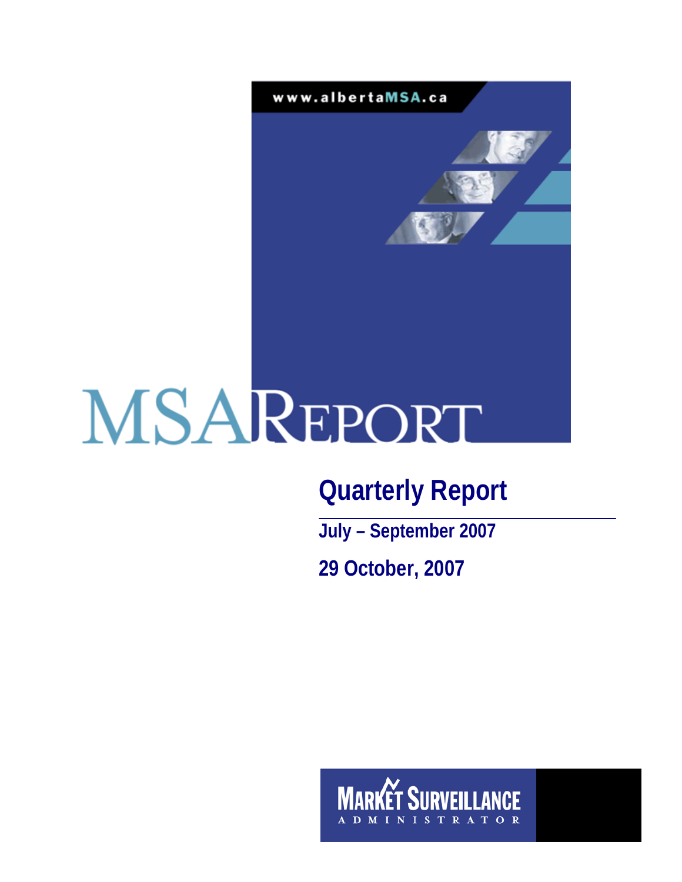www.albertaMSA.ca

# MSA REPORT

## Quarterly Report

**July – September 2007**

**29 October, 2007**

MARKET SURVEILLANCE ADMINISTRATOR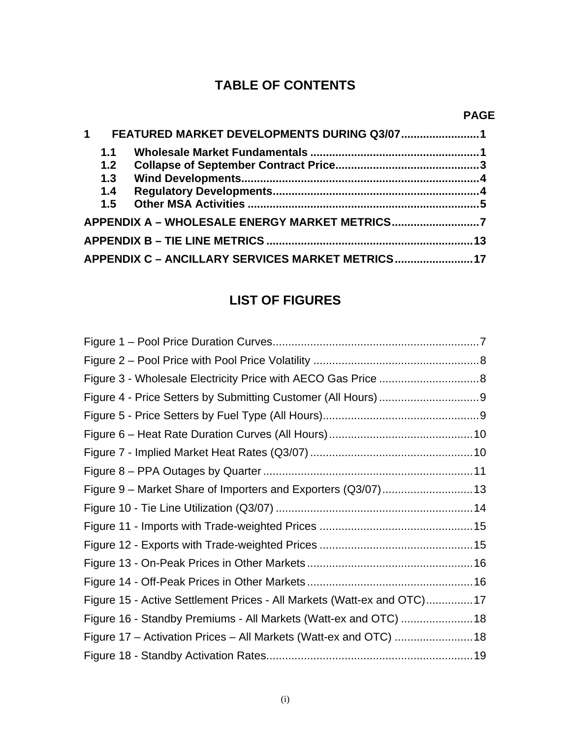# TABLE OF CONTENTS

**PAGE**

**1 FEATURED MARKET DEVELOPMENTS DURING Q3/07.........................1**

- **1.1 Wholesale Market Fundamentals .....................................................1**
- **1.2 Collapse of September Contract Price.............................................3**
- **1.3 Wind Developments..........................................................................4**
- **1.4 Regulatory Developments.................................................................4**
- **1.5 Other MSA Activities .........................................................................5**

**APPENDIX A – WHOLESALE ENERGY MARKET METRICS...........................7**

**APPENDIX B – TIE LINE METRICS ................................................................13**

**APPENDIX C – ANCILLARY SERVICES MARKET METRICS.........................17**

# LIST OF FIGURES

Figure 1 – Pool Price Duration Curves..................................................................7

Figure 2 – Pool Price with Pool Price Volatility .....................................................8

Figure 3 - Wholesale Electricity Price with AECO Gas Price ................................8

Figure 4 - Price Setters by Submitting Customer (All Hours)................................9

Figure 5 - Price Setters by Fuel Type (All Hours)..................................................9

Figure 6 – Heat Rate Duration Curves (All Hours)..............................................10

Figure 7 - Implied Market Heat Rates (Q3/07)....................................................10

Figure 8 – PPA Outages by Quarter ...................................................................11

Figure 9 – Market Share of Importers and Exporters (Q3/07).............................13

Figure 10 - Tie Line Utilization (Q3/07) ...............................................................14

Figure 11 - Imports with Trade-weighted Prices .................................................15

Figure 12 - Exports with Trade-weighted Prices .................................................15

Figure 13 - On-Peak Prices in Other Markets.....................................................16

Figure 14 - Off-Peak Prices in Other Markets.....................................................16

Figure 15 - Active Settlement Prices - All Markets (Watt-ex and OTC)...............17

Figure 16 - Standby Premiums - All Markets (Watt-ex and OTC) .......................18

Figure 17 – Activation Prices – All Markets (Watt-ex and OTC) .........................18

Figure 18 - Standby Activation Rates..................................................................19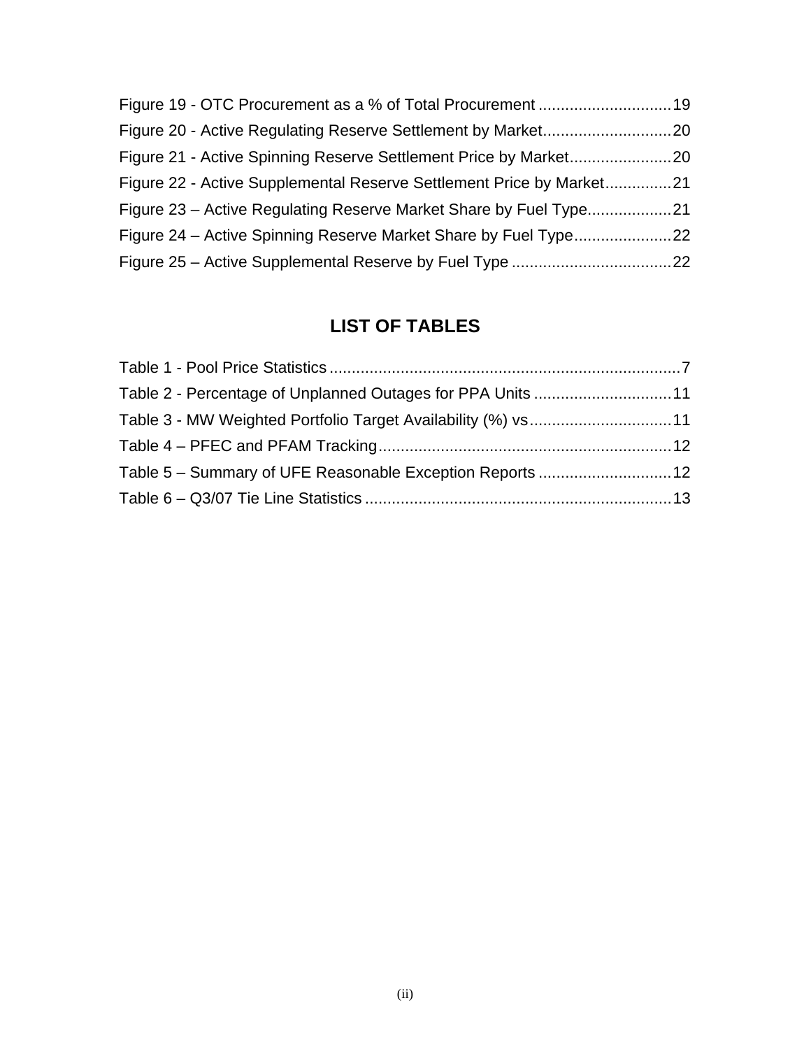Figure 19 - OTC Procurement as a % of Total Procurement .............................19
Figure 20 - Active Regulating Reserve Settlement by Market.............................20
Figure 21 - Active Spinning Reserve Settlement Price by Market.......................20
Figure 22 - Active Supplemental Reserve Settlement Price by Market...............21
Figure 23 – Active Regulating Reserve Market Share by Fuel Type...................21
Figure 24 – Active Spinning Reserve Market Share by Fuel Type......................22
Figure 25 – Active Supplemental Reserve by Fuel Type ....................................22

## LIST OF TABLES

Table 1 - Pool Price Statistics ...............................................................................7
Table 2 - Percentage of Unplanned Outages for PPA Units ...............................11
Table 3 - MW Weighted Portfolio Target Availability (%) vs................................11
Table 4 – PFEC and PFAM Tracking..................................................................12
Table 5 – Summary of UFE Reasonable Exception Reports ..............................12
Table 6 – Q3/07 Tie Line Statistics .....................................................................13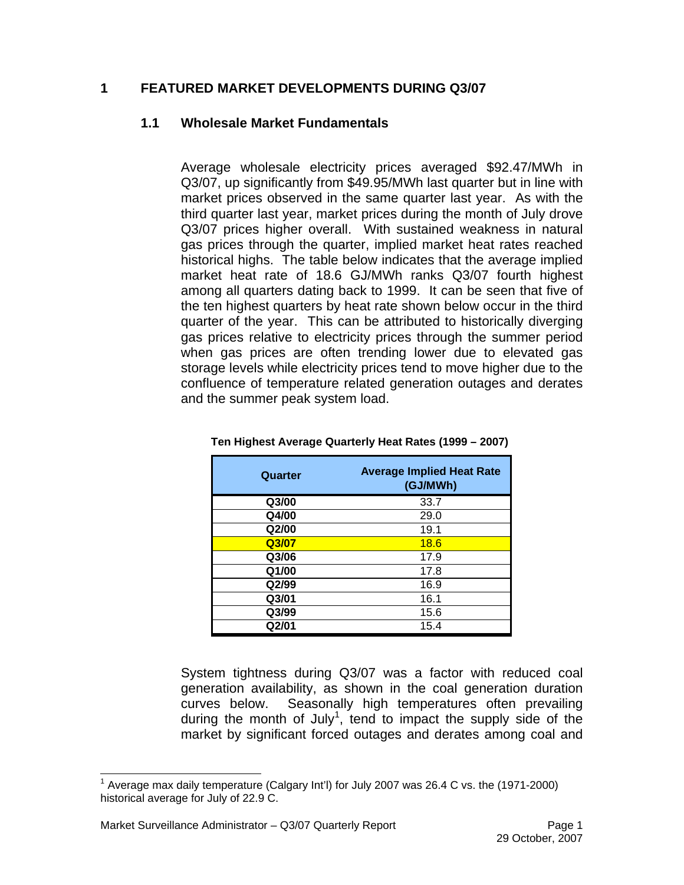# 1 FEATURED MARKET DEVELOPMENTS DURING Q3/07

## 1.1 Wholesale Market Fundamentals

Average wholesale electricity prices averaged $92.47/MWh in Q3/07, up significantly from $49.95/MWh last quarter but in line with market prices observed in the same quarter last year. As with the third quarter last year, market prices during the month of July drove Q3/07 prices higher overall. With sustained weakness in natural gas prices through the quarter, implied market heat rates reached historical highs. The table below indicates that the average implied market heat rate of 18.6 GJ/MWh ranks Q3/07 fourth highest among all quarters dating back to 1999. It can be seen that five of the ten highest quarters by heat rate shown below occur in the third quarter of the year. This can be attributed to historically diverging gas prices relative to electricity prices through the summer period when gas prices are often trending lower due to elevated gas storage levels while electricity prices tend to move higher due to the confluence of temperature related generation outages and derates and the summer peak system load.

**Ten Highest Average Quarterly Heat Rates (1999 – 2007)**

| Quarter | Average Implied Heat Rate (GJ/MWh) |
|---|---|
| **Q3/00** | 33.7 |
| **Q4/00** | 29.0 |
| **Q2/00** | 19.1 |
| **Q3/07** | 18.6 |
| **Q3/06** | 17.9 |
| **Q1/00** | 17.8 |
| **Q2/99** | 16.9 |
| **Q3/01** | 16.1 |
| **Q3/99** | 15.6 |
| **Q2/01** | 15.4 |

System tightness during Q3/07 was a factor with reduced coal generation availability, as shown in the coal generation duration curves below. Seasonally high temperatures often prevailing during the month of July[1], tend to impact the supply side of the market by significant forced outages and derates among coal and

[1] Average max daily temperature (Calgary Int'l) for July 2007 was 26.4 C vs. the (1971-2000) historical average for July of 22.9 C.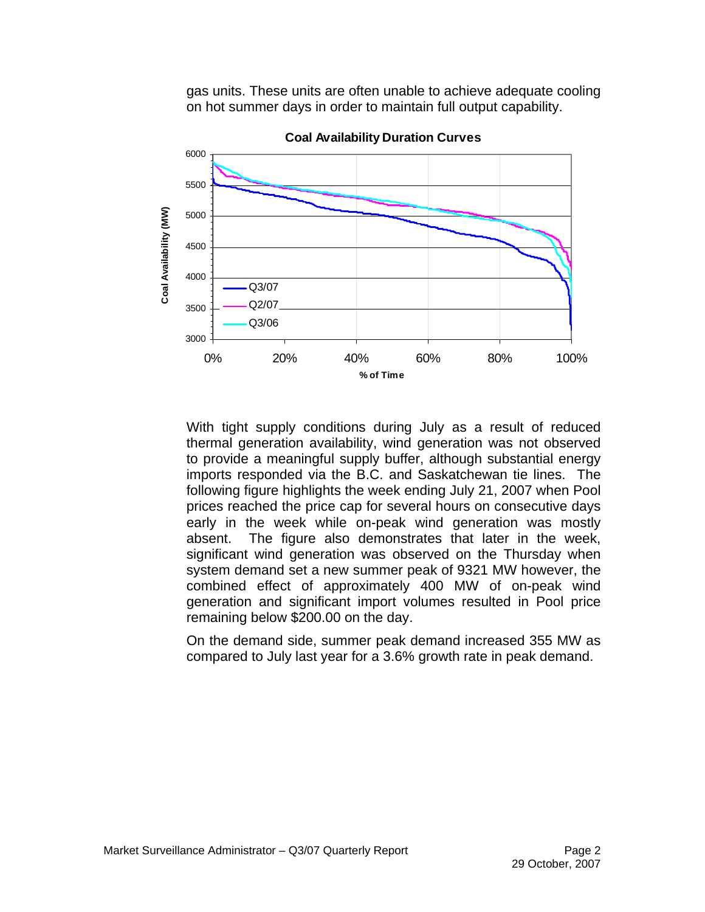gas units. These units are often unable to achieve adequate cooling on hot summer days in order to maintain full output capability.

**Coal Availability Duration Curves**

With tight supply conditions during July as a result of reduced thermal generation availability, wind generation was not observed to provide a meaningful supply buffer, although substantial energy imports responded via the B.C. and Saskatchewan tie lines. The following figure highlights the week ending July 21, 2007 when Pool prices reached the price cap for several hours on consecutive days early in the week while on-peak wind generation was mostly absent. The figure also demonstrates that later in the week, significant wind generation was observed on the Thursday when system demand set a new summer peak of 9321 MW however, the combined effect of approximately 400 MW of on-peak wind generation and significant import volumes resulted in Pool price remaining below $200.00 on the day.

On the demand side, summer peak demand increased 355 MW as compared to July last year for a 3.6% growth rate in peak demand.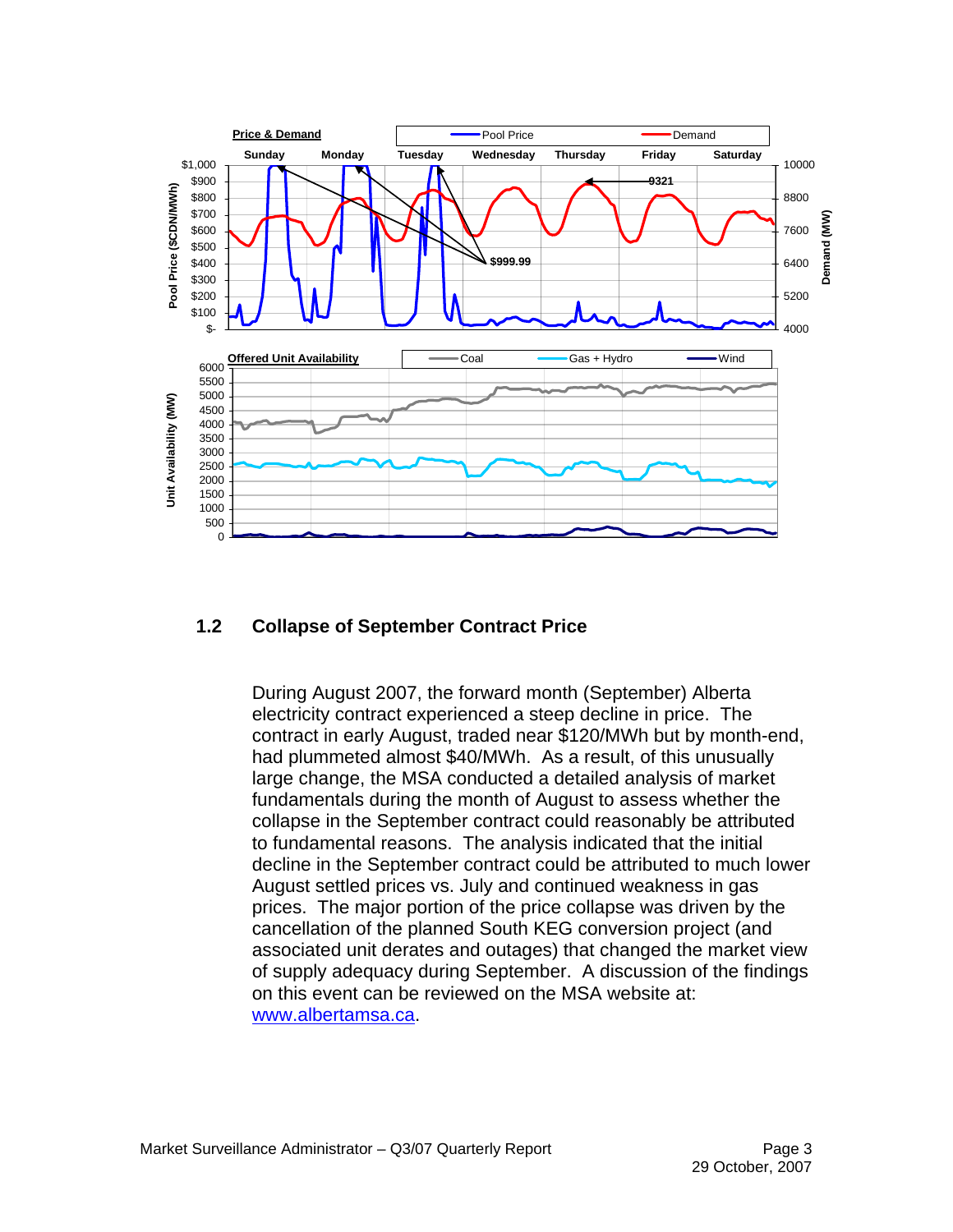## 1.2 Collapse of September Contract Price

During August 2007, the forward month (September) Alberta electricity contract experienced a steep decline in price. The contract in early August, traded near $120/MWh but by month-end, had plummeted almost $40/MWh. As a result, of this unusually large change, the MSA conducted a detailed analysis of market fundamentals during the month of August to assess whether the collapse in the September contract could reasonably be attributed to fundamental reasons. The analysis indicated that the initial decline in the September contract could be attributed to much lower August settled prices vs. July and continued weakness in gas prices. The major portion of the price collapse was driven by the cancellation of the planned South KEG conversion project (and associated unit derates and outages) that changed the market view of supply adequacy during September. A discussion of the findings on this event can be reviewed on the MSA website at: [www.albertamsa.ca](http://www.albertamsa.ca).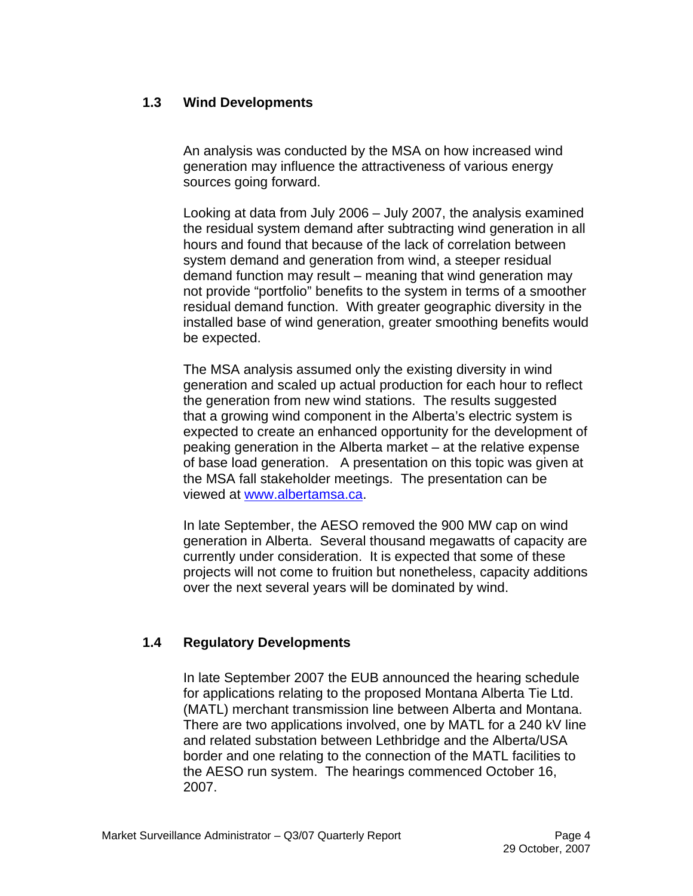## 1.3 Wind Developments

An analysis was conducted by the MSA on how increased wind generation may influence the attractiveness of various energy sources going forward.

Looking at data from July 2006 – July 2007, the analysis examined the residual system demand after subtracting wind generation in all hours and found that because of the lack of correlation between system demand and generation from wind, a steeper residual demand function may result – meaning that wind generation may not provide "portfolio" benefits to the system in terms of a smoother residual demand function. With greater geographic diversity in the installed base of wind generation, greater smoothing benefits would be expected.

The MSA analysis assumed only the existing diversity in wind generation and scaled up actual production for each hour to reflect the generation from new wind stations. The results suggested that a growing wind component in the Alberta's electric system is expected to create an enhanced opportunity for the development of peaking generation in the Alberta market – at the relative expense of base load generation. A presentation on this topic was given at the MSA fall stakeholder meetings. The presentation can be viewed at [www.albertamsa.ca](http://www.albertamsa.ca).

In late September, the AESO removed the 900 MW cap on wind generation in Alberta. Several thousand megawatts of capacity are currently under consideration. It is expected that some of these projects will not come to fruition but nonetheless, capacity additions over the next several years will be dominated by wind.

## 1.4 Regulatory Developments

In late September 2007 the EUB announced the hearing schedule for applications relating to the proposed Montana Alberta Tie Ltd. (MATL) merchant transmission line between Alberta and Montana. There are two applications involved, one by MATL for a 240 kV line and related substation between Lethbridge and the Alberta/USA border and one relating to the connection of the MATL facilities to the AESO run system. The hearings commenced October 16, 2007.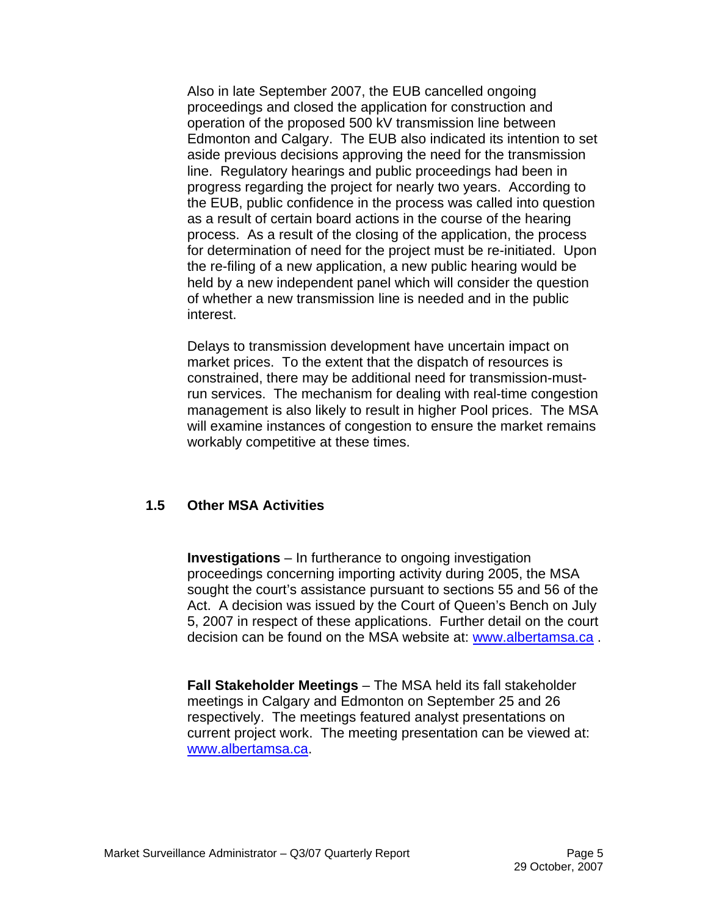Also in late September 2007, the EUB cancelled ongoing proceedings and closed the application for construction and operation of the proposed 500 kV transmission line between Edmonton and Calgary. The EUB also indicated its intention to set aside previous decisions approving the need for the transmission line. Regulatory hearings and public proceedings had been in progress regarding the project for nearly two years. According to the EUB, public confidence in the process was called into question as a result of certain board actions in the course of the hearing process. As a result of the closing of the application, the process for determination of need for the project must be re-initiated. Upon the re-filing of a new application, a new public hearing would be held by a new independent panel which will consider the question of whether a new transmission line is needed and in the public interest.

Delays to transmission development have uncertain impact on market prices. To the extent that the dispatch of resources is constrained, there may be additional need for transmission-must-run services. The mechanism for dealing with real-time congestion management is also likely to result in higher Pool prices. The MSA will examine instances of congestion to ensure the market remains workably competitive at these times.

## 1.5 Other MSA Activities

**Investigations** – In furtherance to ongoing investigation proceedings concerning importing activity during 2005, the MSA sought the court's assistance pursuant to sections 55 and 56 of the Act. A decision was issued by the Court of Queen's Bench on July 5, 2007 in respect of these applications. Further detail on the court decision can be found on the MSA website at: www.albertamsa.ca .

**Fall Stakeholder Meetings** – The MSA held its fall stakeholder meetings in Calgary and Edmonton on September 25 and 26 respectively. The meetings featured analyst presentations on current project work. The meeting presentation can be viewed at: www.albertamsa.ca.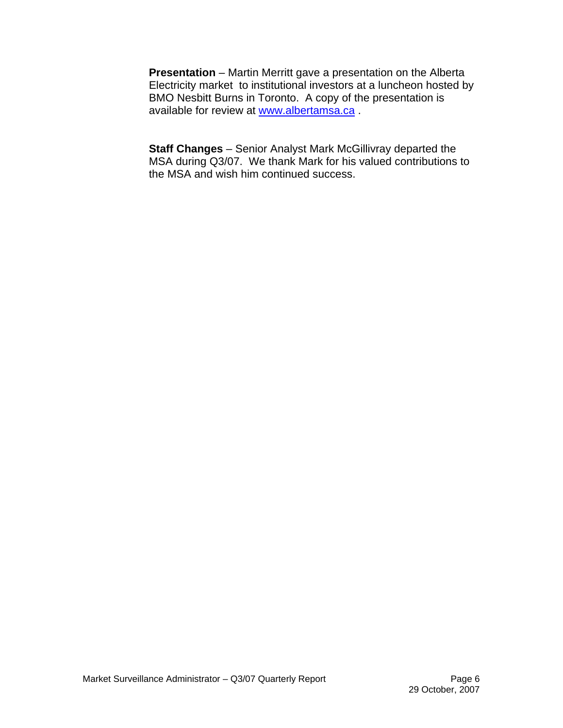**Presentation** – Martin Merritt gave a presentation on the Alberta Electricity market to institutional investors at a luncheon hosted by BMO Nesbitt Burns in Toronto. A copy of the presentation is available for review at www.albertamsa.ca .

**Staff Changes** – Senior Analyst Mark McGillivray departed the MSA during Q3/07. We thank Mark for his valued contributions to the MSA and wish him continued success.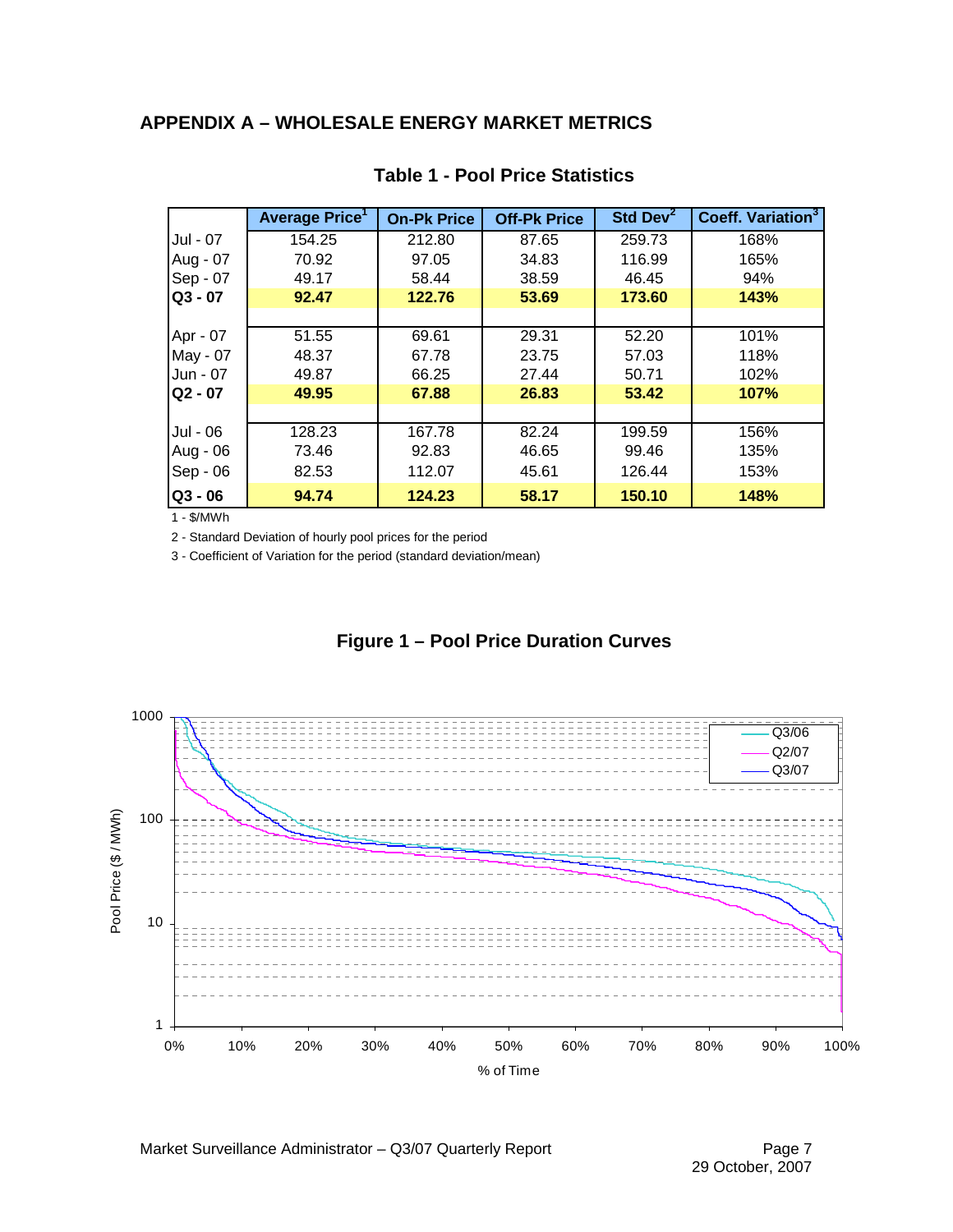## APPENDIX A – WHOLESALE ENERGY MARKET METRICS

### Table 1 - Pool Price Statistics

| | Average Price[1] | On-Pk Price | Off-Pk Price | Std Dev[2] | Coeff. Variation[3] |
|---|---|---|---|---|---|
| Jul - 07 | 154.25 | 212.80 | 87.65 | 259.73 | 168% |
| Aug - 07 | 70.92 | 97.05 | 34.83 | 116.99 | 165% |
| Sep - 07 | 49.17 | 58.44 | 38.59 | 46.45 | 94% |
| **Q3 - 07** | **92.47** | **122.76** | **53.69** | **173.60** | **143%** |
| | | | | | |
| Apr - 07 | 51.55 | 69.61 | 29.31 | 52.20 | 101% |
| May - 07 | 48.37 | 67.78 | 23.75 | 57.03 | 118% |
| Jun - 07 | 49.87 | 66.25 | 27.44 | 50.71 | 102% |
| **Q2 - 07** | **49.95** | **67.88** | **26.83** | **53.42** | **107%** |
| | | | | | |
| Jul - 06 | 128.23 | 167.78 | 82.24 | 199.59 | 156% |
| Aug - 06 | 73.46 | 92.83 | 46.65 | 99.46 | 135% |
| Sep - 06 | 82.53 | 112.07 | 45.61 | 126.44 | 153% |
| **Q3 - 06** | **94.74** | **124.23** | **58.17** | **150.10** | **148%** |

1 - $/MWh

2 - Standard Deviation of hourly pool prices for the period

3 - Coefficient of Variation for the period (standard deviation/mean)

### Figure 1 – Pool Price Duration Curves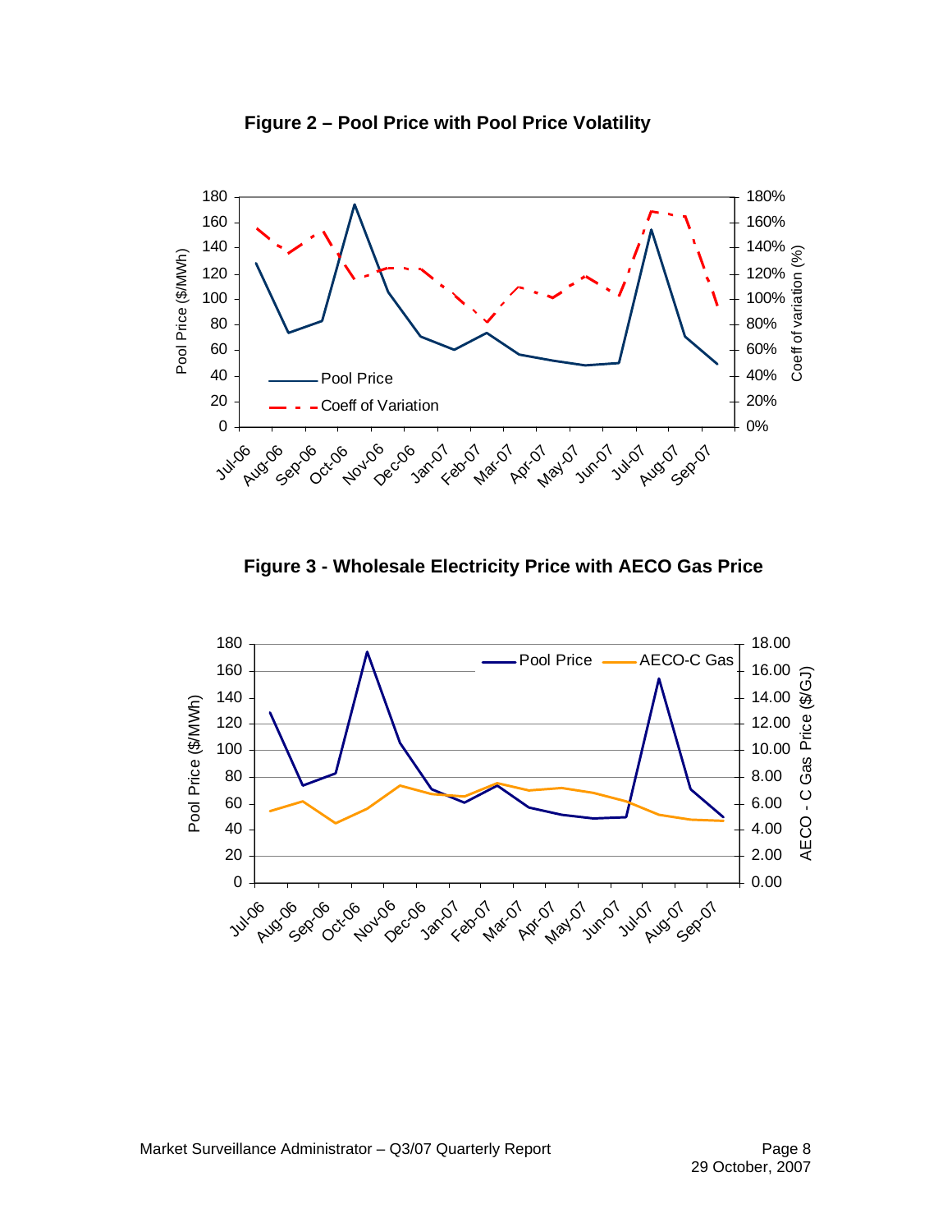**Figure 2 – Pool Price with Pool Price Volatility**

**Figure 3 - Wholesale Electricity Price with AECO Gas Price**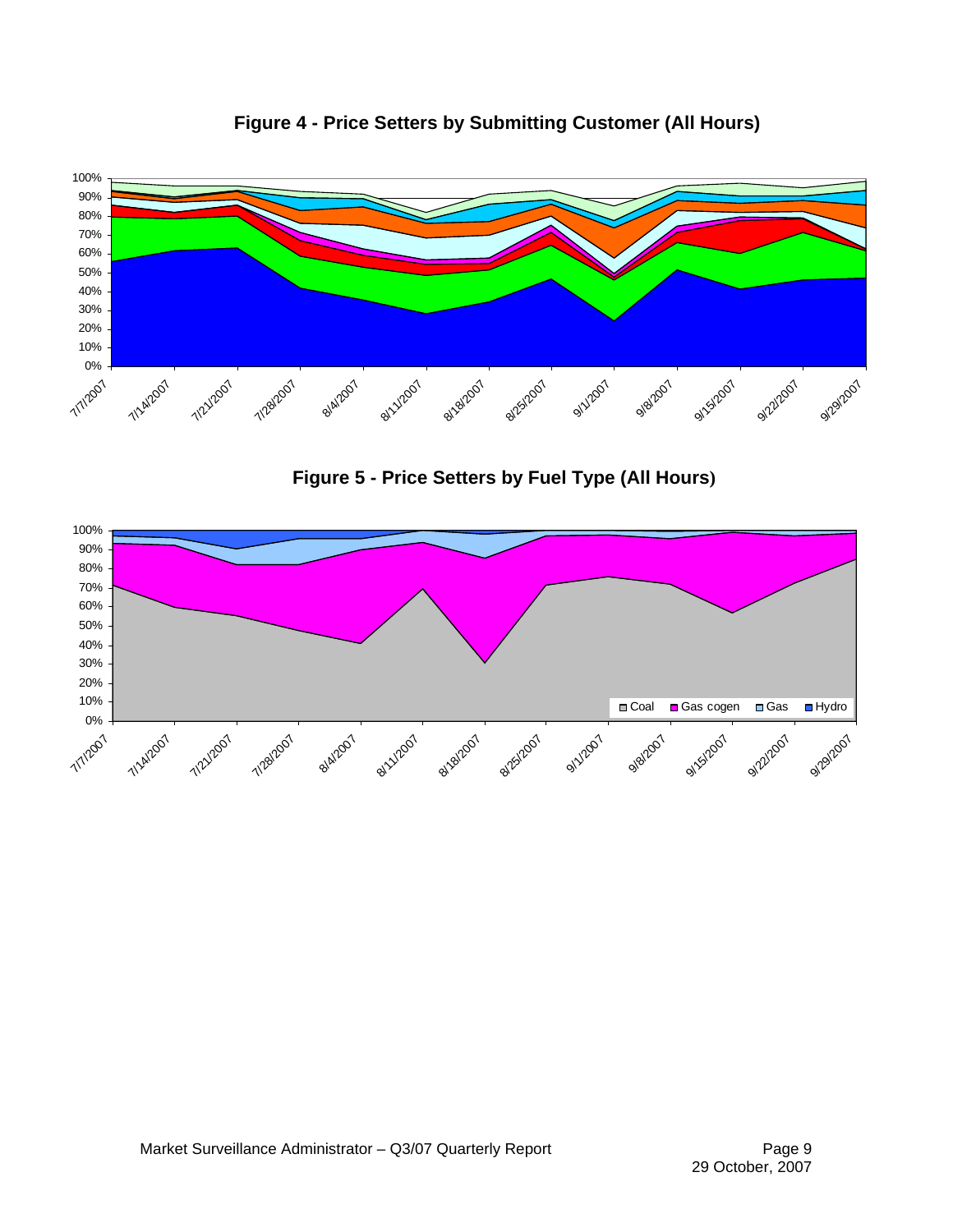**Figure 4 - Price Setters by Submitting Customer (All Hours)**

**Figure 5 - Price Setters by Fuel Type (All Hours)**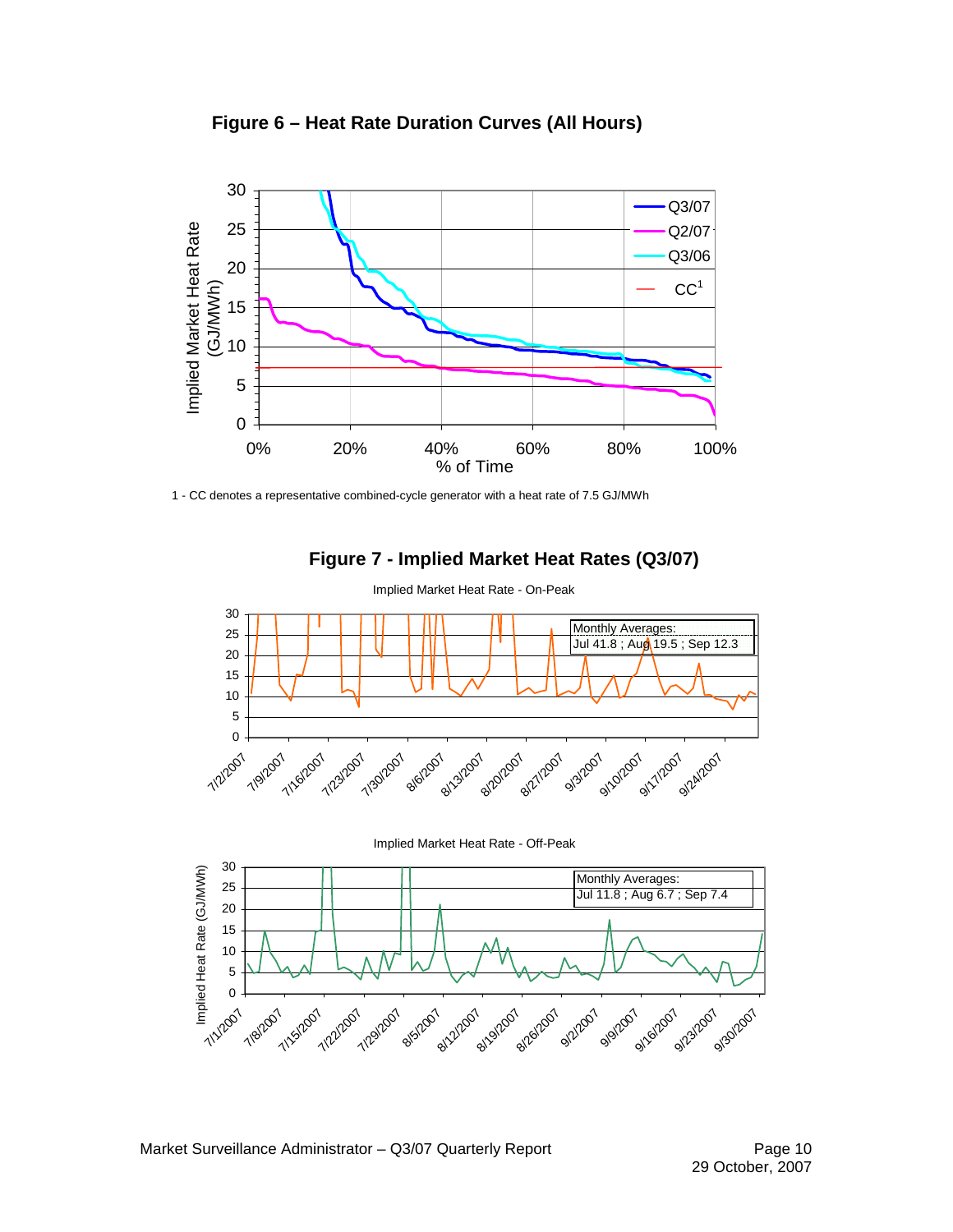**Figure 6 – Heat Rate Duration Curves (All Hours)**

1 - CC denotes a representative combined-cycle generator with a heat rate of 7.5 GJ/MWh

**Figure 7 - Implied Market Heat Rates (Q3/07)**

Implied Market Heat Rate - On-Peak

Monthly Averages:
Jul 41.8 ; Aug 19.5 ; Sep 12.3

Implied Market Heat Rate - Off-Peak

Monthly Averages:
Jul 11.8 ; Aug 6.7 ; Sep 7.4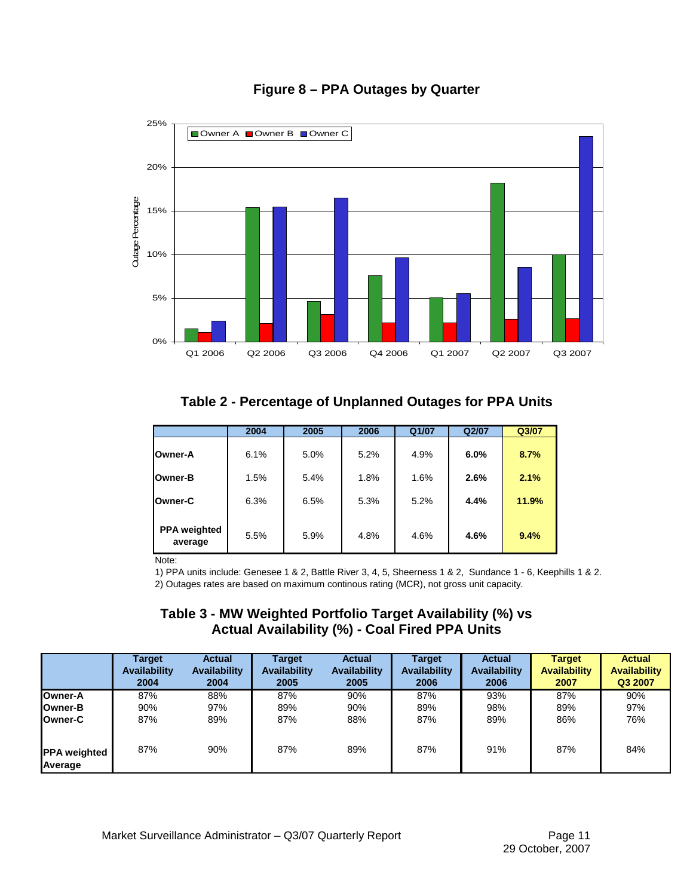## Figure 8 – PPA Outages by Quarter

## Table 2 - Percentage of Unplanned Outages for PPA Units

| | 2004 | 2005 | 2006 | Q1/07 | Q2/07 | Q3/07 |
|---|---|---|---|---|---|---|
| **Owner-A** | 6.1% | 5.0% | 5.2% | 4.9% | **6.0%** | **8.7%** |
| **Owner-B** | 1.5% | 5.4% | 1.8% | 1.6% | **2.6%** | **2.1%** |
| **Owner-C** | 6.3% | 6.5% | 5.3% | 5.2% | **4.4%** | **11.9%** |
| **PPA weighted average** | 5.5% | 5.9% | 4.8% | 4.6% | **4.6%** | **9.4%** |

Note:

1) PPA units include: Genesee 1 & 2, Battle River 3, 4, 5, Sheerness 1 & 2, Sundance 1 - 6, Keephills 1 & 2.

2) Outages rates are based on maximum continous rating (MCR), not gross unit capacity.

## Table 3 - MW Weighted Portfolio Target Availability (%) vs Actual Availability (%) - Coal Fired PPA Units

| | Target Availability 2004 | Actual Availability 2004 | Target Availability 2005 | Actual Availability 2005 | Target Availability 2006 | Actual Availability 2006 | Target Availability 2007 | Actual Availability Q3 2007 |
|---|---|---|---|---|---|---|---|---|
| **Owner-A** | 87% | 88% | 87% | 90% | 87% | 93% | 87% | 90% |
| **Owner-B** | 90% | 97% | 89% | 90% | 89% | 98% | 89% | 97% |
| **Owner-C** | 87% | 89% | 87% | 88% | 87% | 89% | 86% | 76% |
| **PPA weighted Average** | 87% | 90% | 87% | 89% | 87% | 91% | 87% | 84% |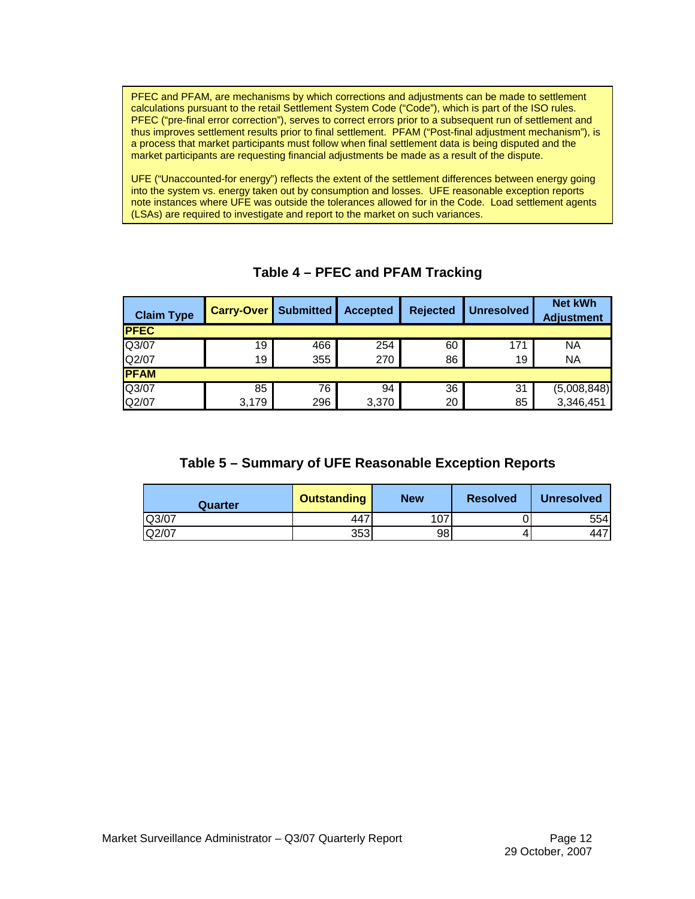PFEC and PFAM, are mechanisms by which corrections and adjustments can be made to settlement calculations pursuant to the retail Settlement System Code ("Code"), which is part of the ISO rules. PFEC ("pre-final error correction"), serves to correct errors prior to a subsequent run of settlement and thus improves settlement results prior to final settlement. PFAM ("Post-final adjustment mechanism"), is a process that market participants must follow when final settlement data is being disputed and the market participants are requesting financial adjustments be made as a result of the dispute.

UFE ("Unaccounted-for energy") reflects the extent of the settlement differences between energy going into the system vs. energy taken out by consumption and losses. UFE reasonable exception reports note instances where UFE was outside the tolerances allowed for in the Code. Load settlement agents (LSAs) are required to investigate and report to the market on such variances.

## Table 4 – PFEC and PFAM Tracking

| Claim Type | Carry-Over | Submitted | Accepted | Rejected | Unresolved | Net kWh Adjustment |
|---|---|---|---|---|---|---|
| **PFEC** | | | | | | |
| Q3/07 | 19 | 466 | 254 | 60 | 171 | NA |
| Q2/07 | 19 | 355 | 270 | 86 | 19 | NA |
| **PFAM** | | | | | | |
| Q3/07 | 85 | 76 | 94 | 36 | 31 | (5,008,848) |
| Q2/07 | 3,179 | 296 | 3,370 | 20 | 85 | 3,346,451 |

## Table 5 – Summary of UFE Reasonable Exception Reports

| Quarter | Outstanding | New | Resolved | Unresolved |
|---|---|---|---|---|
| Q3/07 | 447 | 107 | 0 | 554 |
| Q2/07 | 353 | 98 | 4 | 447 |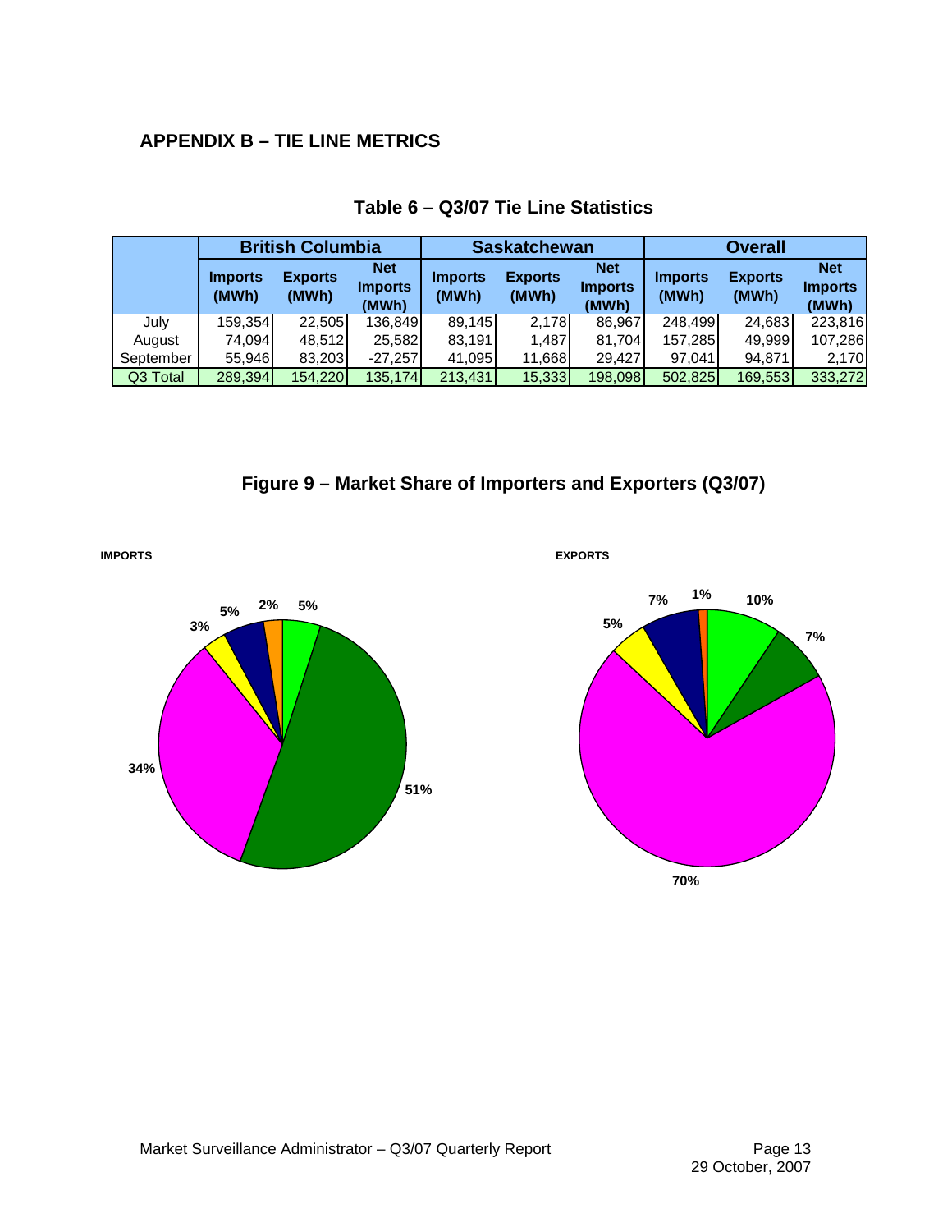## APPENDIX B – TIE LINE METRICS

**Table 6 – Q3/07 Tie Line Statistics**

| | British Columbia | | | Saskatchewan | | | Overall | | |
|---|---|---|---|---|---|---|---|---|---|
| | Imports (MWh) | Exports (MWh) | Net Imports (MWh) | Imports (MWh) | Exports (MWh) | Net Imports (MWh) | Imports (MWh) | Exports (MWh) | Net Imports (MWh) |
| July | 159,354 | 22,505 | 136,849 | 89,145 | 2,178 | 86,967 | 248,499 | 24,683 | 223,816 |
| August | 74,094 | 48,512 | 25,582 | 83,191 | 1,487 | 81,704 | 157,285 | 49,999 | 107,286 |
| September | 55,946 | 83,203 | -27,257 | 41,095 | 11,668 | 29,427 | 97,041 | 94,871 | 2,170 |
| Q3 Total | 289,394 | 154,220 | 135,174 | 213,431 | 15,333 | 198,098 | 502,825 | 169,553 | 333,272 |

**Figure 9 – Market Share of Importers and Exporters (Q3/07)**

IMPORTS

5%, 51%, 34%, 3%, 5%, 2%

EXPORTS

10%, 7%, 70%, 5%, 7%, 1%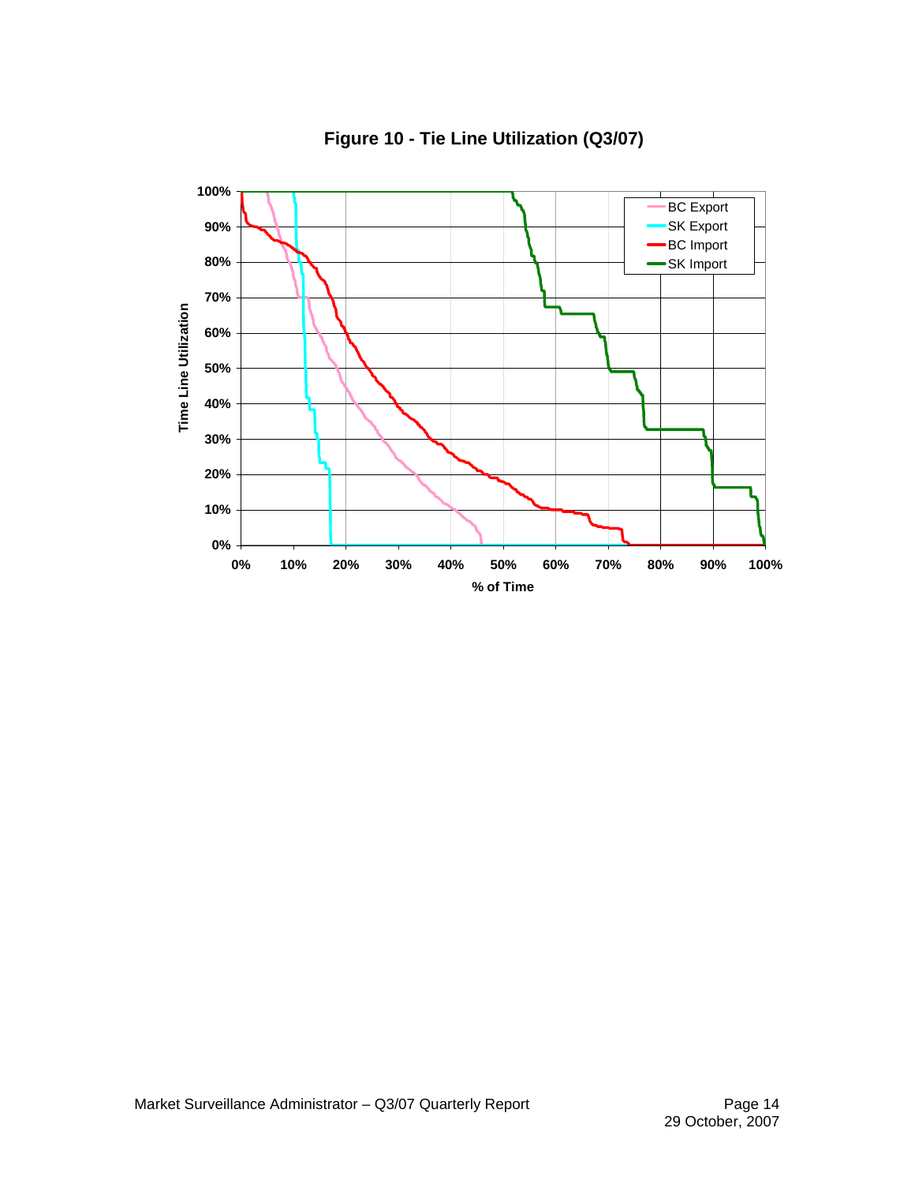**Figure 10 - Tie Line Utilization (Q3/07)**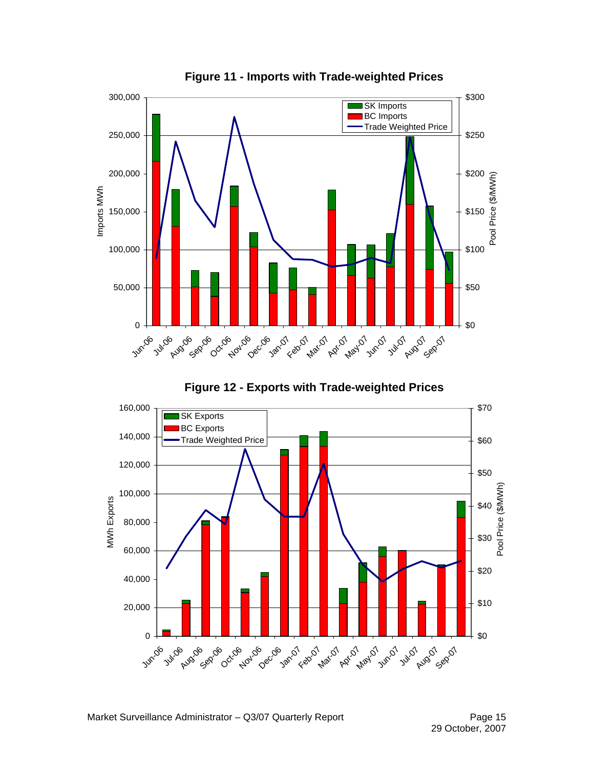**Figure 11 - Imports with Trade-weighted Prices**

**Figure 12 - Exports with Trade-weighted Prices**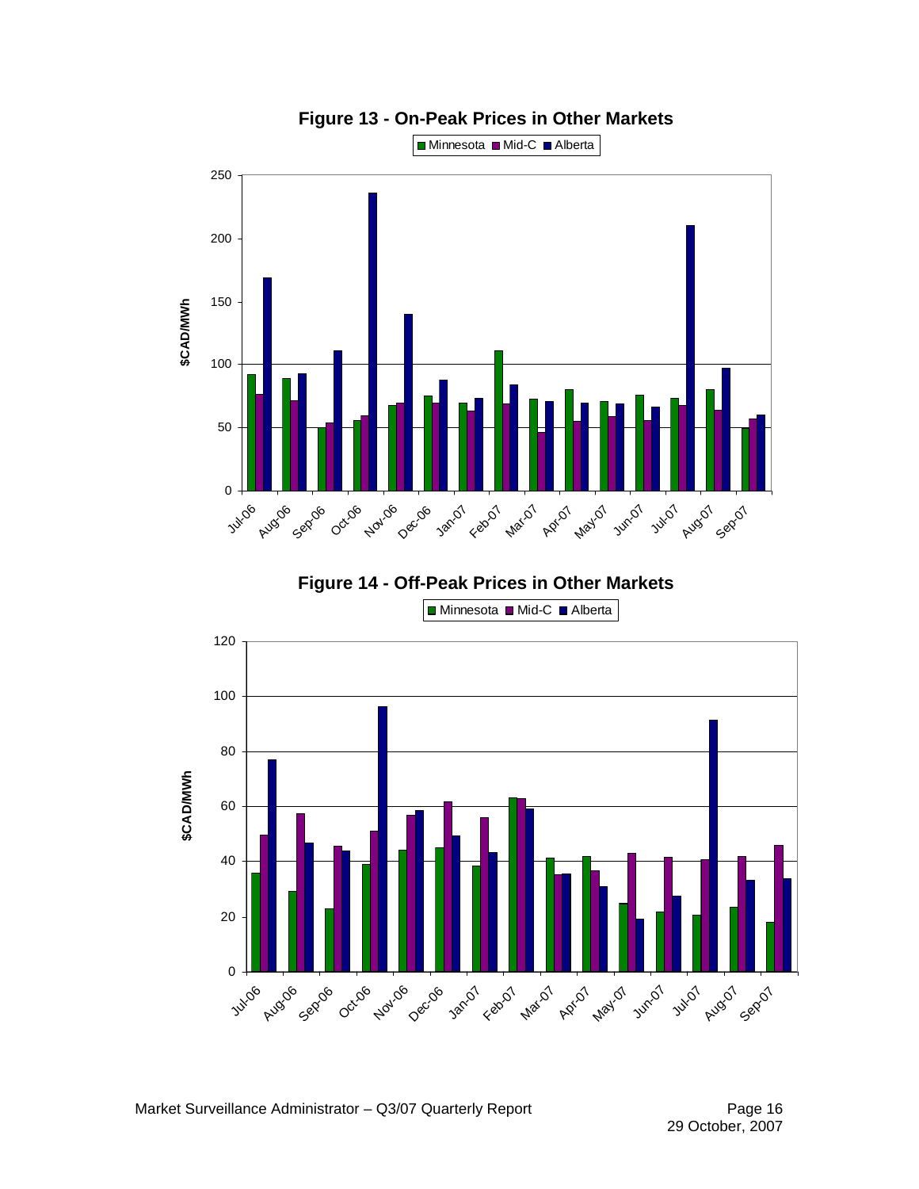**Figure 13 - On-Peak Prices in Other Markets**

**Figure 14 - Off-Peak Prices in Other Markets**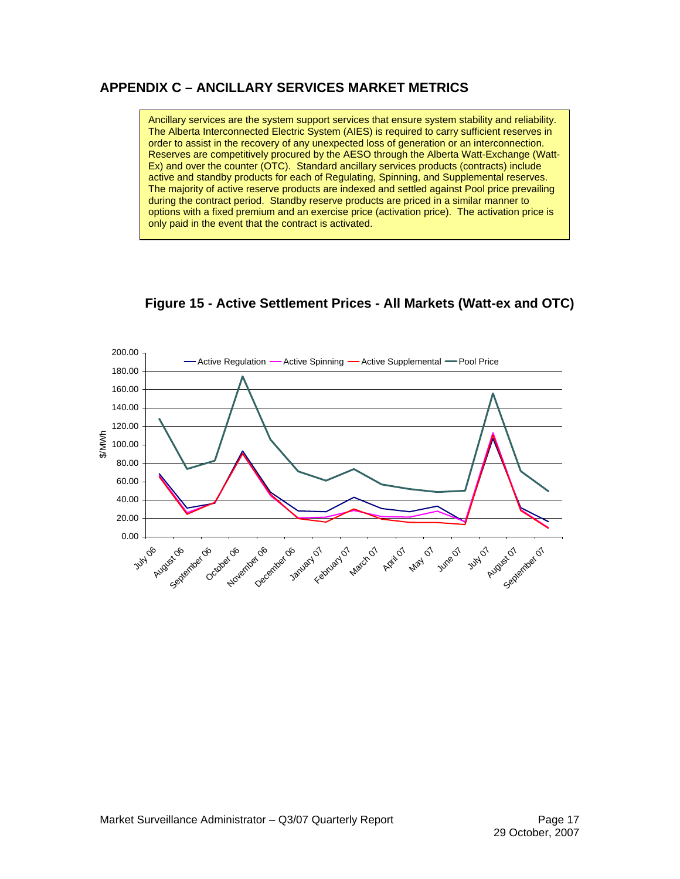## APPENDIX C – ANCILLARY SERVICES MARKET METRICS

Ancillary services are the system support services that ensure system stability and reliability. The Alberta Interconnected Electric System (AIES) is required to carry sufficient reserves in order to assist in the recovery of any unexpected loss of generation or an interconnection. Reserves are competitively procured by the AESO through the Alberta Watt-Exchange (Watt-Ex) and over the counter (OTC). Standard ancillary services products (contracts) include active and standby products for each of Regulating, Spinning, and Supplemental reserves. The majority of active reserve products are indexed and settled against Pool price prevailing during the contract period. Standby reserve products are priced in a similar manner to options with a fixed premium and an exercise price (activation price). The activation price is only paid in the event that the contract is activated.

**Figure 15 - Active Settlement Prices - All Markets (Watt-ex and OTC)**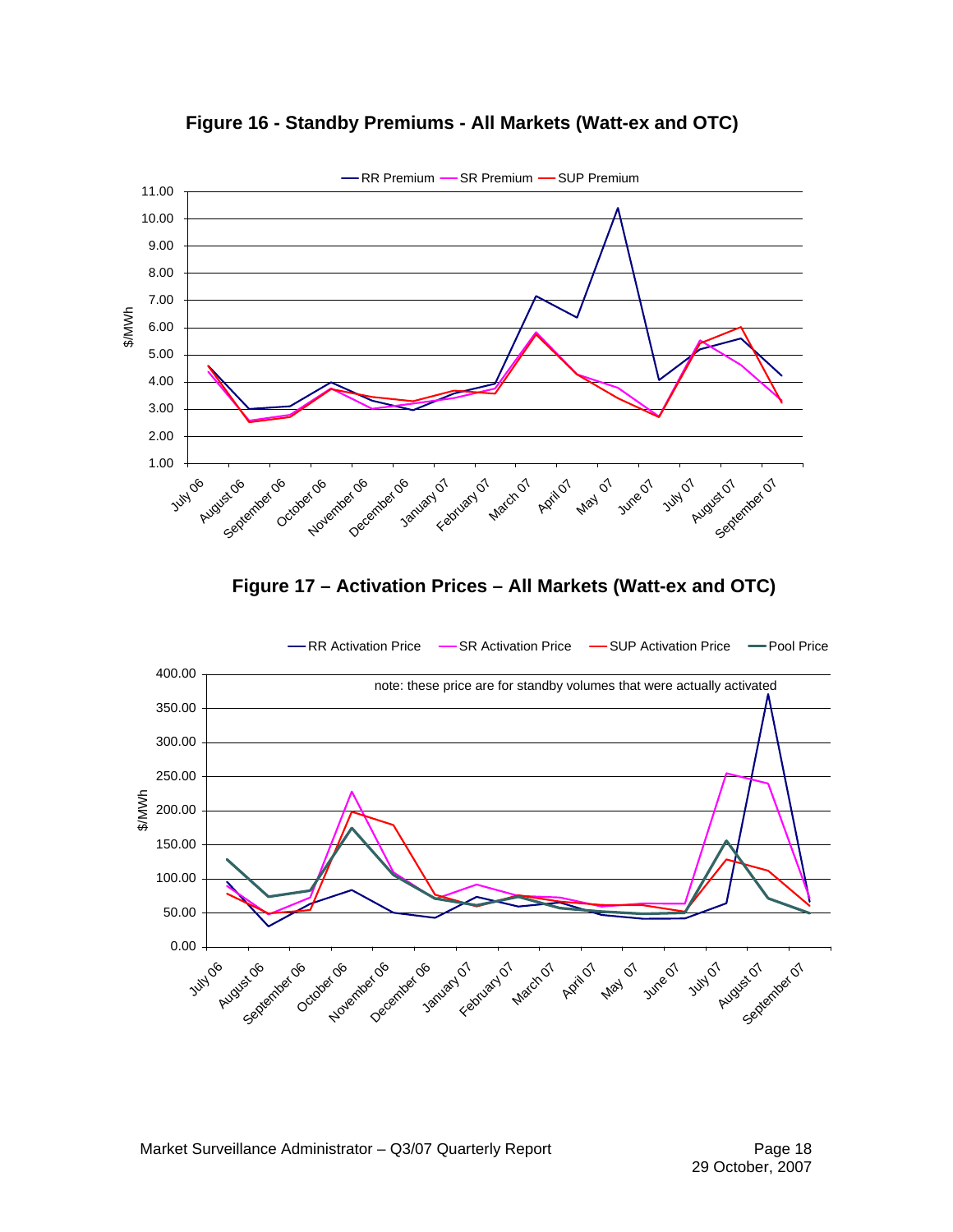## Figure 16 - Standby Premiums - All Markets (Watt-ex and OTC)

## Figure 17 – Activation Prices – All Markets (Watt-ex and OTC)

note: these price are for standby volumes that were actually activated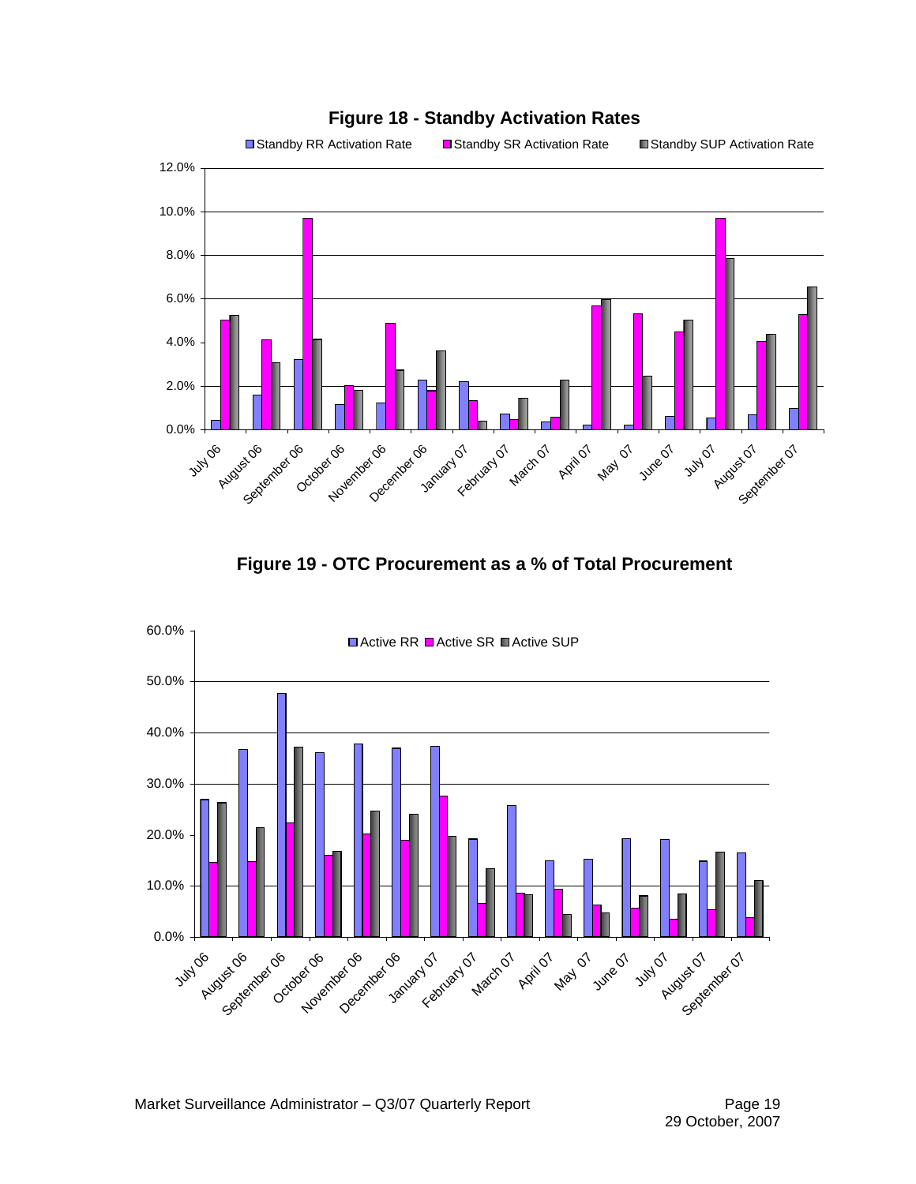**Figure 18 - Standby Activation Rates**

**Figure 19 - OTC Procurement as a % of Total Procurement**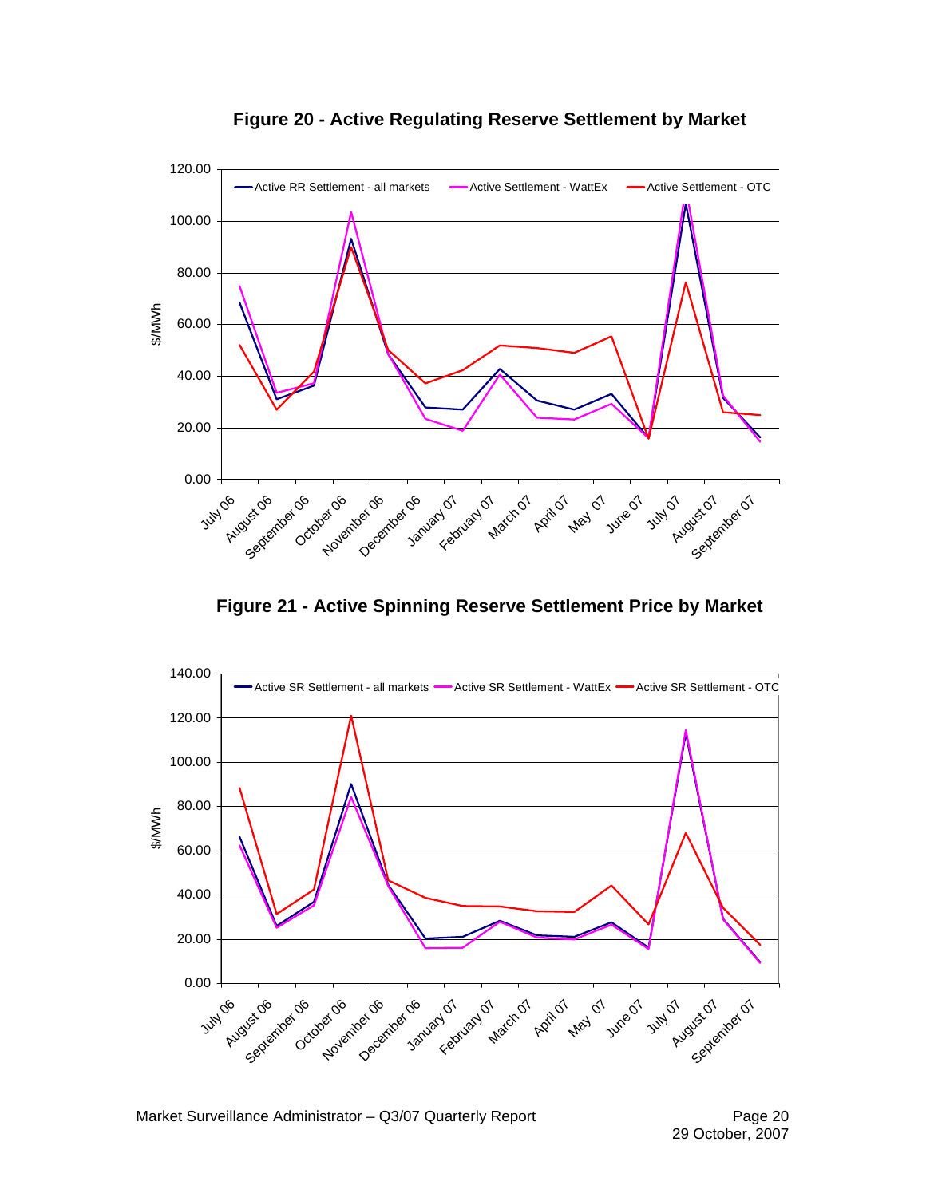**Figure 20 - Active Regulating Reserve Settlement by Market**

**Figure 21 - Active Spinning Reserve Settlement Price by Market**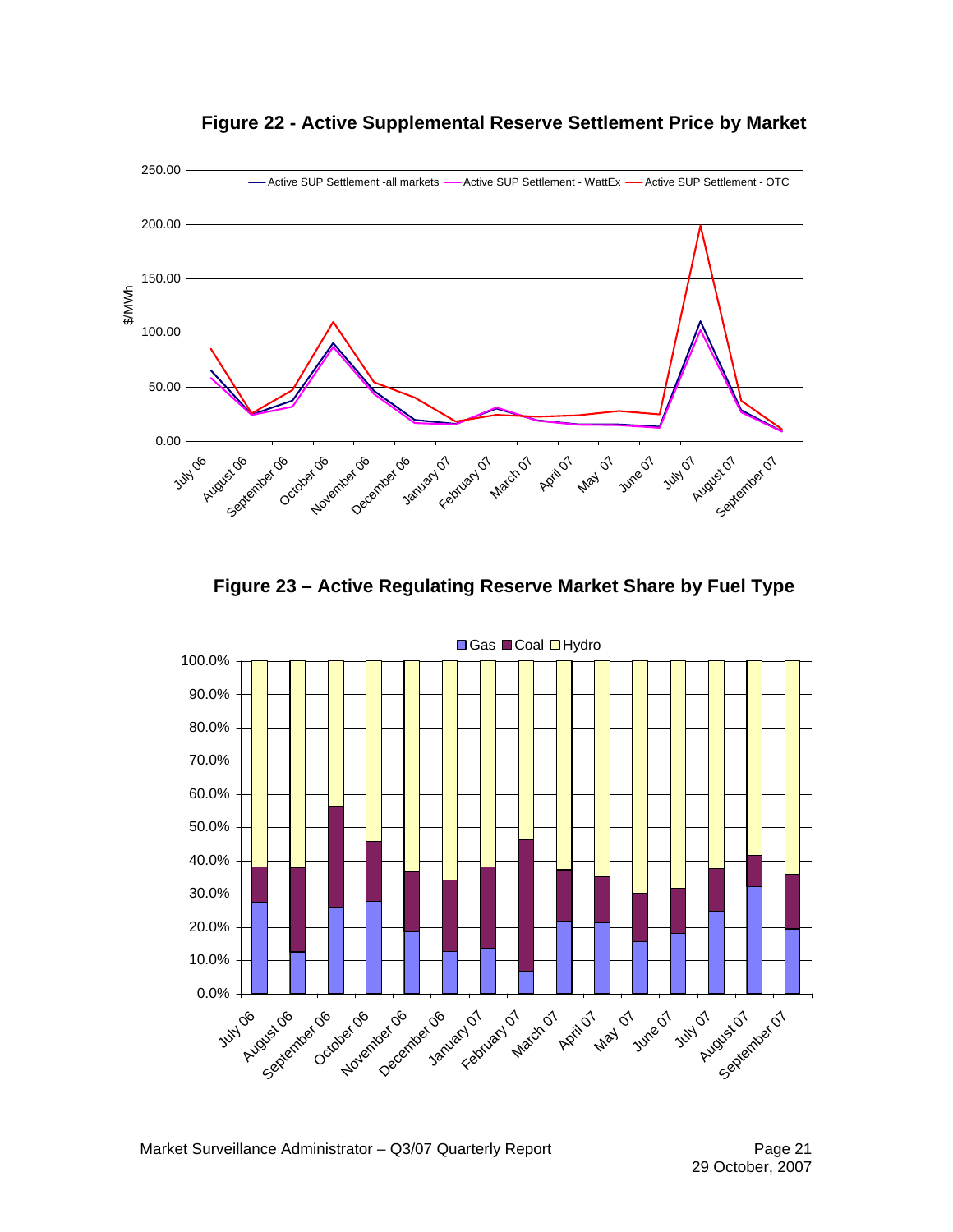**Figure 22 - Active Supplemental Reserve Settlement Price by Market**

**Figure 23 – Active Regulating Reserve Market Share by Fuel Type**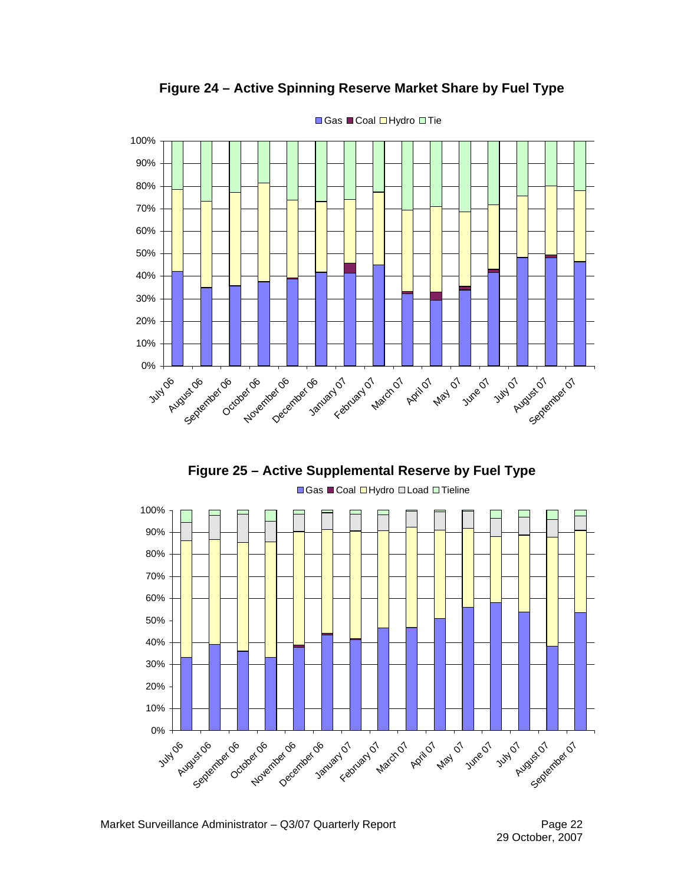**Figure 24 – Active Spinning Reserve Market Share by Fuel Type**

Gas Coal Hydro Tie

100%
90%
80%
70%
60%
50%
40%
30%
20%
10%
0%

July 06
August 06
September 06
October 06
November 06
December 06
January 07
February 07
March 07
April 07
May 07
June 07
July 07
August 07
September 07

**Figure 25 – Active Supplemental Reserve by Fuel Type**

Gas Coal Hydro Load Tieline

100%
90%
80%
70%
60%
50%
40%
30%
20%
10%
0%

July 06
August 06
September 06
October 06
November 06
December 06
January 07
February 07
March 07
April 07
May 07
June 07
July 07
August 07
September 07